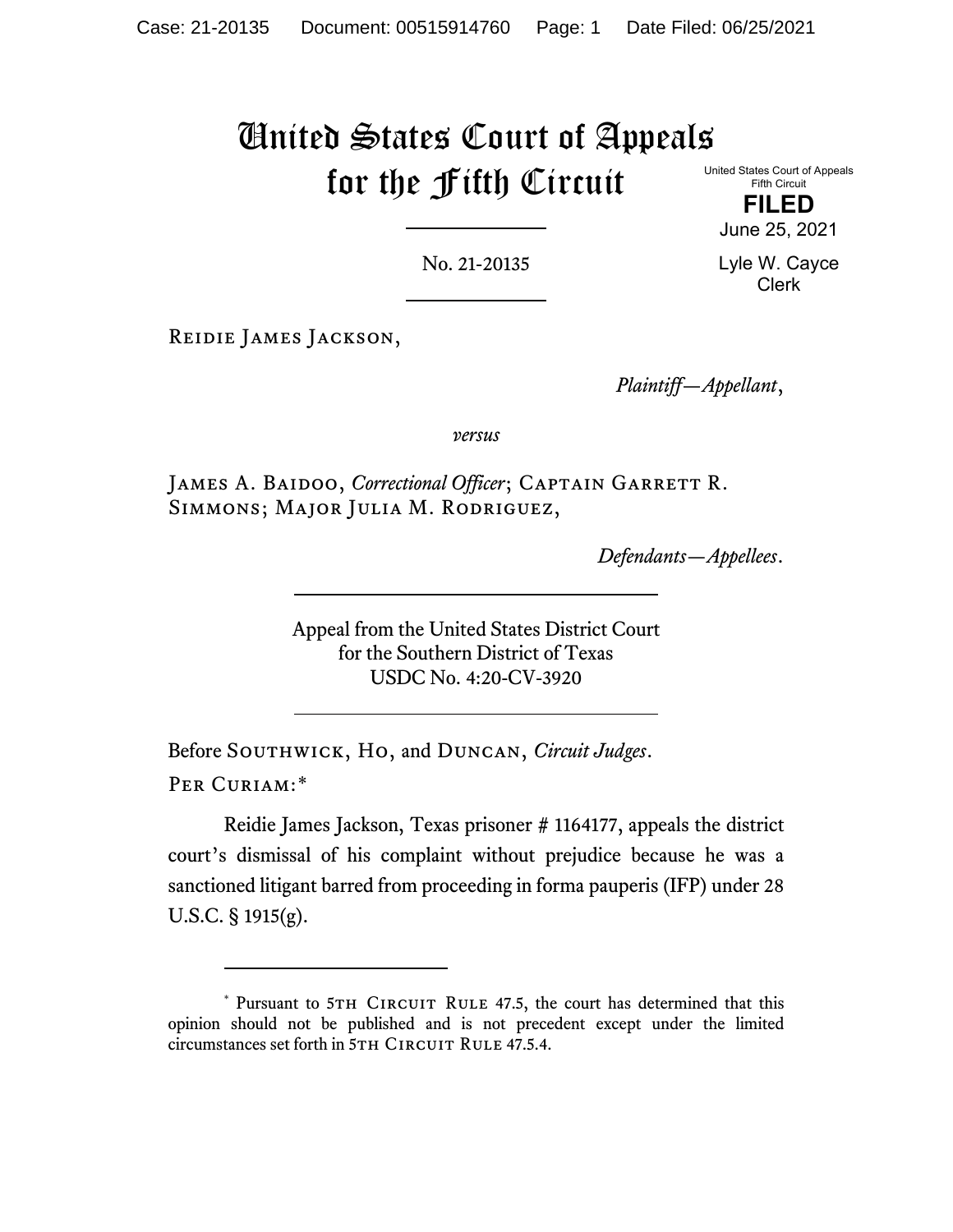# United States Court of Appeals for the Fifth Circuit

United States Court of Appeals
Fifth Circuit

**FILED**

June 25, 2021

Lyle W. Cayce
Clerk

No. 21-20135

Reidie James Jackson,

*Plaintiff—Appellant*,

*versus*

James A. Baidoo, *Correctional Officer*; Captain Garrett R. Simmons; Major Julia M. Rodriguez,

*Defendants—Appellees*.

Appeal from the United States District Court
for the Southern District of Texas
USDC No. 4:20-CV-3920

Before Southwick, Ho, and Duncan, *Circuit Judges*.

Per Curiam:*

Reidie James Jackson, Texas prisoner # 1164177, appeals the district court's dismissal of his complaint without prejudice because he was a sanctioned litigant barred from proceeding in forma pauperis (IFP) under 28 U.S.C. § 1915(g).

---

* Pursuant to 5th Circuit Rule 47.5, the court has determined that this opinion should not be published and is not precedent except under the limited circumstances set forth in 5th Circuit Rule 47.5.4.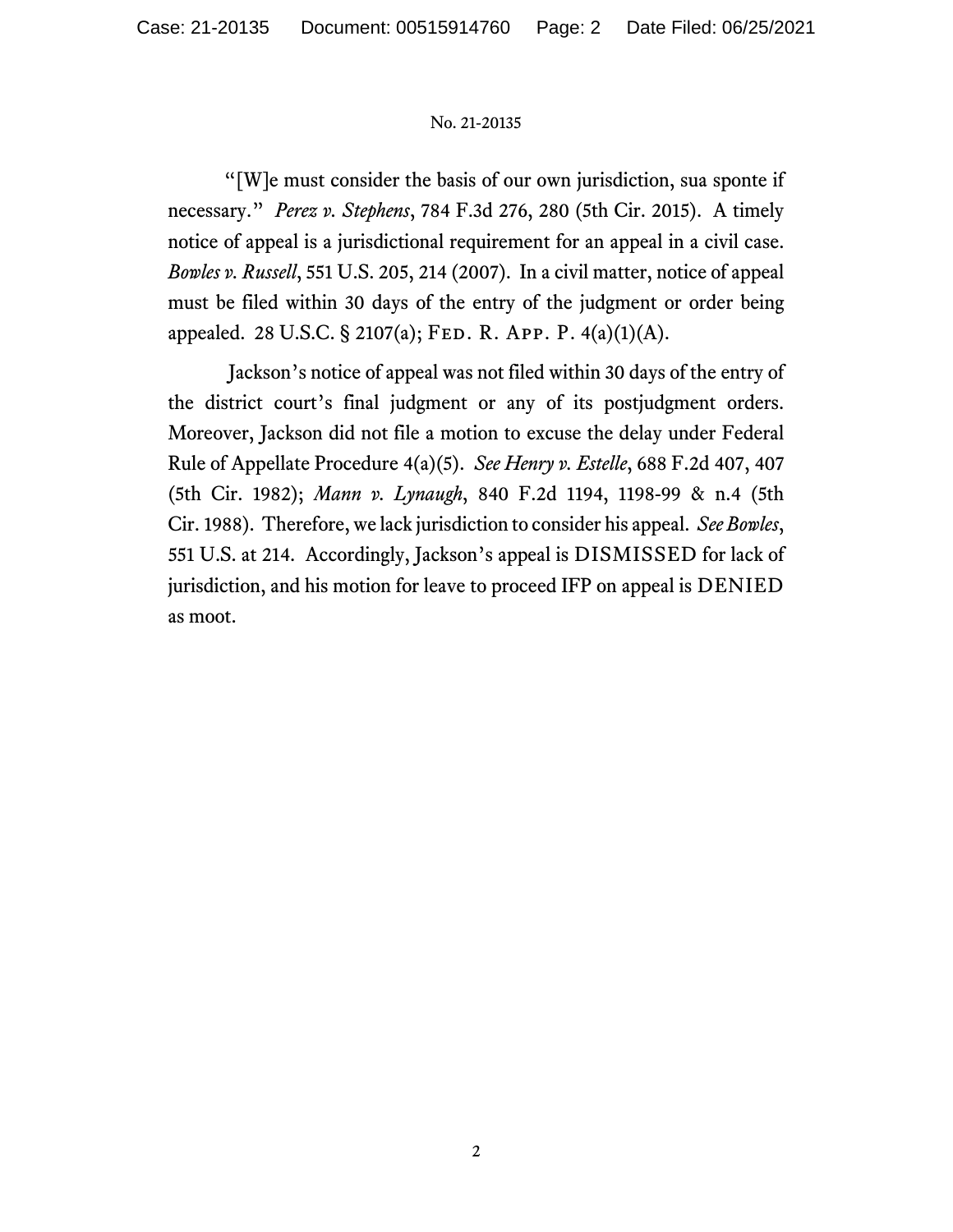No. 21-20135

"[W]e must consider the basis of our own jurisdiction, sua sponte if necessary." *Perez v. Stephens*, 784 F.3d 276, 280 (5th Cir. 2015). A timely notice of appeal is a jurisdictional requirement for an appeal in a civil case. *Bowles v. Russell*, 551 U.S. 205, 214 (2007). In a civil matter, notice of appeal must be filed within 30 days of the entry of the judgment or order being appealed. 28 U.S.C. § 2107(a); FED. R. APP. P. 4(a)(1)(A).

Jackson's notice of appeal was not filed within 30 days of the entry of the district court's final judgment or any of its postjudgment orders. Moreover, Jackson did not file a motion to excuse the delay under Federal Rule of Appellate Procedure 4(a)(5). *See Henry v. Estelle*, 688 F.2d 407, 407 (5th Cir. 1982); *Mann v. Lynaugh*, 840 F.2d 1194, 1198-99 & n.4 (5th Cir. 1988). Therefore, we lack jurisdiction to consider his appeal. *See Bowles*, 551 U.S. at 214. Accordingly, Jackson's appeal is DISMISSED for lack of jurisdiction, and his motion for leave to proceed IFP on appeal is DENIED as moot.